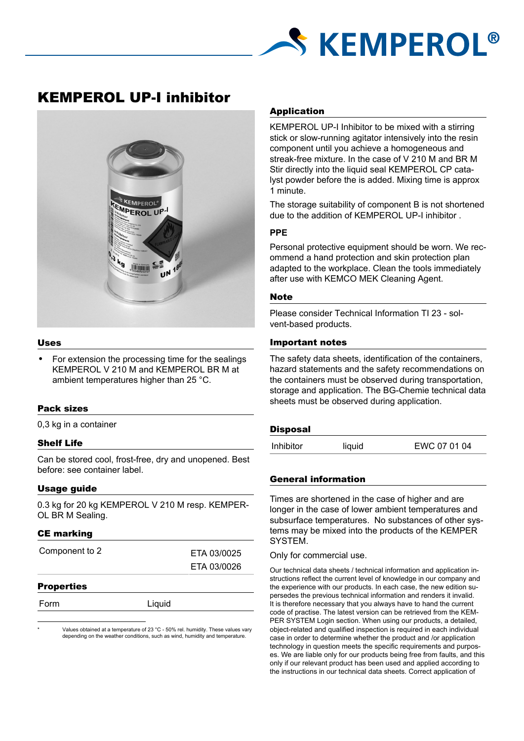# KEMPEROL UP-I inhibitor

## Uses

- For extension the processing time for the sealings KEMPEROL V 210 M and KEMPEROL BR M at ambient temperatures higher than 25 °C.

## Pack sizes

0,3 kg in a container

## Shelf Life

Can be stored cool, frost-free, dry and unopened. Best before: see container label.

## Usage guide

0.3 kg for 20 kg KEMPEROL V 210 M resp. KEMPEROL BR M Sealing.

## CE marking

| Component to 2 | ETA 03/0025<br>ETA 03/0026 |
|---|---|

## Properties

| Form | Liquid |
|---|---|

\* Values obtained at a temperature of 23 °C - 50% rel. humidity. These values vary depending on the weather conditions, such as wind, humidity and temperature.

## Application

KEMPEROL UP-I Inhibitor to be mixed with a stirring stick or slow-running agitator intensively into the resin component until you achieve a homogeneous and streak-free mixture. In the case of V 210 M and BR M Stir directly into the liquid seal KEMPEROL CP catalyst powder before the is added. Mixing time is approx 1 minute.

The storage suitability of component B is not shortened due to the addition of KEMPEROL UP-I inhibitor .

### PPE

Personal protective equipment should be worn. We recommend a hand protection and skin protection plan adapted to the workplace. Clean the tools immediately after use with KEMCO MEK Cleaning Agent.

## Note

Please consider Technical Information TI 23 - solvent-based products.

## Important notes

The safety data sheets, identification of the containers, hazard statements and the safety recommendations on the containers must be observed during transportation, storage and application. The BG-Chemie technical data sheets must be observed during application.

## Disposal

| Inhibitor | liquid | EWC 07 01 04 |
|---|---|---|

## General information

Times are shortened in the case of higher and are longer in the case of lower ambient temperatures and subsurface temperatures. No substances of other systems may be mixed into the products of the KEMPER SYSTEM.

Only for commercial use.

Our technical data sheets / technical information and application instructions reflect the current level of knowledge in our company and the experience with our products. In each case, the new edition supersedes the previous technical information and renders it invalid. It is therefore necessary that you always have to hand the current code of practise. The latest version can be retrieved from the KEMPER SYSTEM Login section. When using our products, a detailed, object-related and qualified inspection is required in each individual case in order to determine whether the product and /or application technology in question meets the specific requirements and purposes. We are liable only for our products being free from faults, and this only if our relevant product has been used and applied according to the instructions in our technical data sheets. Correct application of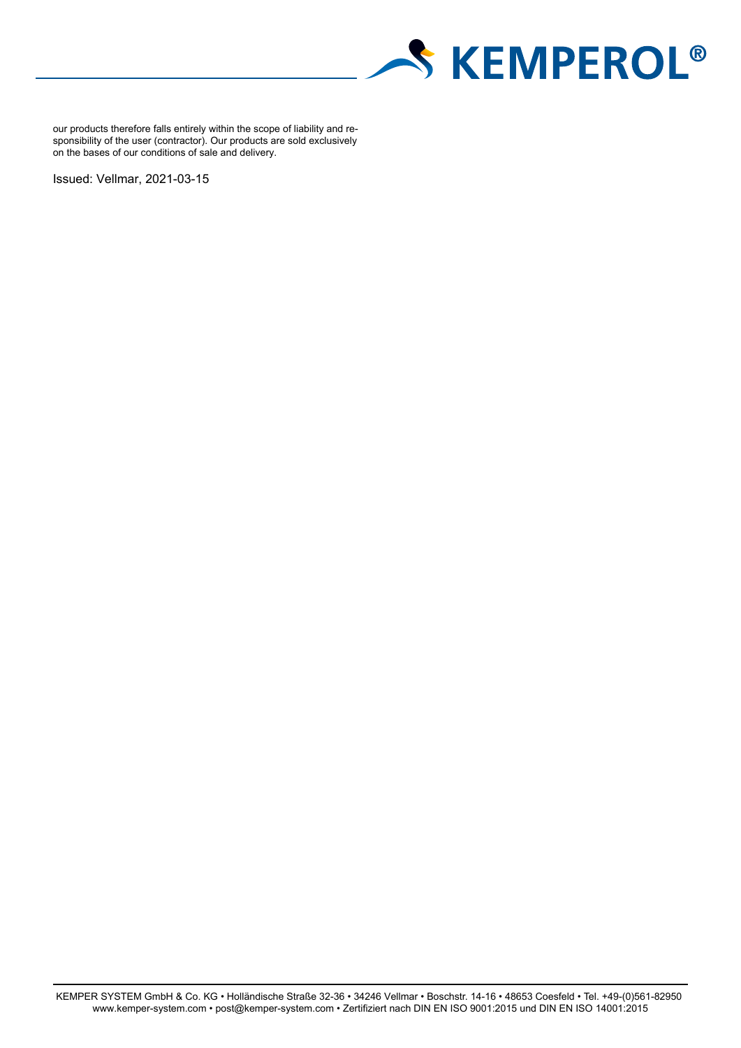our products therefore falls entirely within the scope of liability and responsibility of the user (contractor). Our products are sold exclusively on the bases of our conditions of sale and delivery.

Issued: Vellmar, 2021-03-15